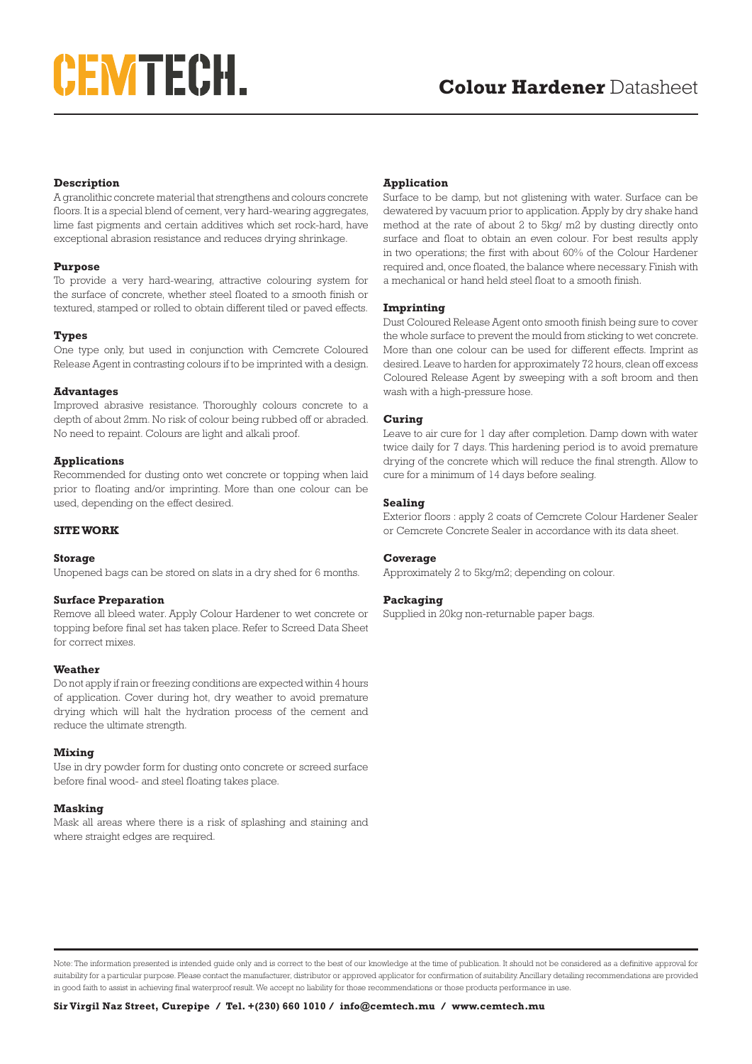# CEMTECH.

## Colour Hardener Datasheet

### Description

A granolithic concrete material that strengthens and colours concrete floors. It is a special blend of cement, very hard-wearing aggregates, lime fast pigments and certain additives which set rock-hard, have exceptional abrasion resistance and reduces drying shrinkage.

### Purpose

To provide a very hard-wearing, attractive colouring system for the surface of concrete, whether steel floated to a smooth finish or textured, stamped or rolled to obtain different tiled or paved effects.

### Types

One type only, but used in conjunction with Cemcrete Coloured Release Agent in contrasting colours if to be imprinted with a design.

### Advantages

Improved abrasive resistance. Thoroughly colours concrete to a depth of about 2mm. No risk of colour being rubbed off or abraded. No need to repaint. Colours are light and alkali proof.

### Applications

Recommended for dusting onto wet concrete or topping when laid prior to floating and/or imprinting. More than one colour can be used, depending on the effect desired.

## SITE WORK

### Storage

Unopened bags can be stored on slats in a dry shed for 6 months.

### Surface Preparation

Remove all bleed water. Apply Colour Hardener to wet concrete or topping before final set has taken place. Refer to Screed Data Sheet for correct mixes.

### Weather

Do not apply if rain or freezing conditions are expected within 4 hours of application. Cover during hot, dry weather to avoid premature drying which will halt the hydration process of the cement and reduce the ultimate strength.

### Mixing

Use in dry powder form for dusting onto concrete or screed surface before final wood- and steel floating takes place.

### Masking

Mask all areas where there is a risk of splashing and staining and where straight edges are required.

### Application

Surface to be damp, but not glistening with water. Surface can be dewatered by vacuum prior to application. Apply by dry shake hand method at the rate of about 2 to 5kg/ m2 by dusting directly onto surface and float to obtain an even colour. For best results apply in two operations; the first with about 60% of the Colour Hardener required and, once floated, the balance where necessary. Finish with a mechanical or hand held steel float to a smooth finish.

### Imprinting

Dust Coloured Release Agent onto smooth finish being sure to cover the whole surface to prevent the mould from sticking to wet concrete. More than one colour can be used for different effects. Imprint as desired. Leave to harden for approximately 72 hours, clean off excess Coloured Release Agent by sweeping with a soft broom and then wash with a high-pressure hose.

### Curing

Leave to air cure for 1 day after completion. Damp down with water twice daily for 7 days. This hardening period is to avoid premature drying of the concrete which will reduce the final strength. Allow to cure for a minimum of 14 days before sealing.

### Sealing

Exterior floors : apply 2 coats of Cemcrete Colour Hardener Sealer or Cemcrete Concrete Sealer in accordance with its data sheet.

### Coverage

Approximately 2 to 5kg/m2; depending on colour.

### Packaging

Supplied in 20kg non-returnable paper bags.

Note: The information presented is intended guide only and is correct to the best of our knowledge at the time of publication. It should not be considered as a definitive approval for suitability for a particular purpose. Please contact the manufacturer, distributor or approved applicator for confirmation of suitability. Ancillary detailing recommendations are provided in good faith to assist in achieving final waterproof result. We accept no liability for those recommendations or those products performance in use.

**Sir Virgil Naz Street, Curepipe / Tel. +(230) 660 1010 / info@cemtech.mu / www.cemtech.mu**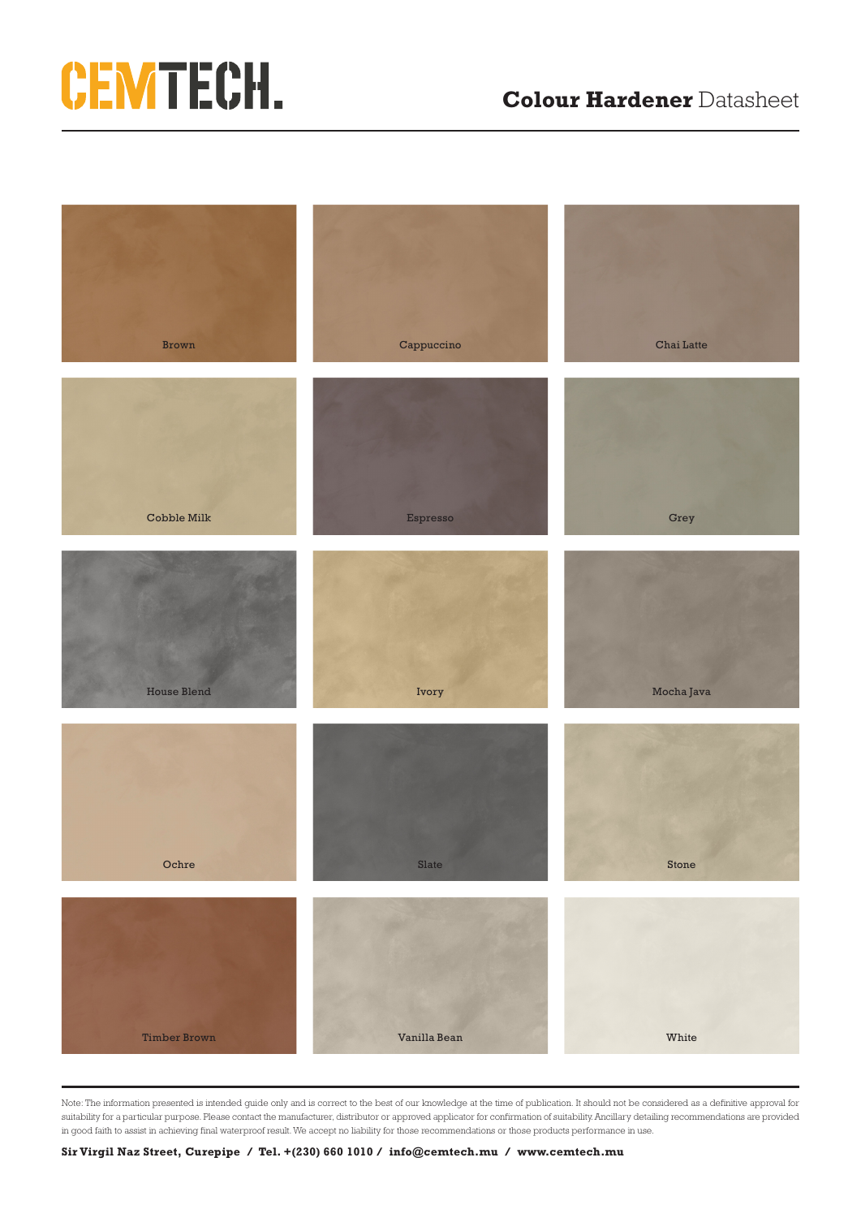# CEMTECH.

## **Colour Hardener** Datasheet

Brown

Cappuccino

Chai Latte

Cobble Milk

Espresso

Grey

House Blend

Ivory

Mocha Java

Ochre

Slate

Stone

Timber Brown

Vanilla Bean

White

Note: The information presented is intended guide only and is correct to the best of our knowledge at the time of publication. It should not be considered as a definitive approval for suitability for a particular purpose. Please contact the manufacturer, distributor or approved applicator for confirmation of suitability. Ancillary detailing recommendations are provided in good faith to assist in achieving final waterproof result. We accept no liability for those recommendations or those products performance in use.

**Sir Virgil Naz Street, Curepipe / Tel. +(230) 660 1010 / info@cemtech.mu / www.cemtech.mu**